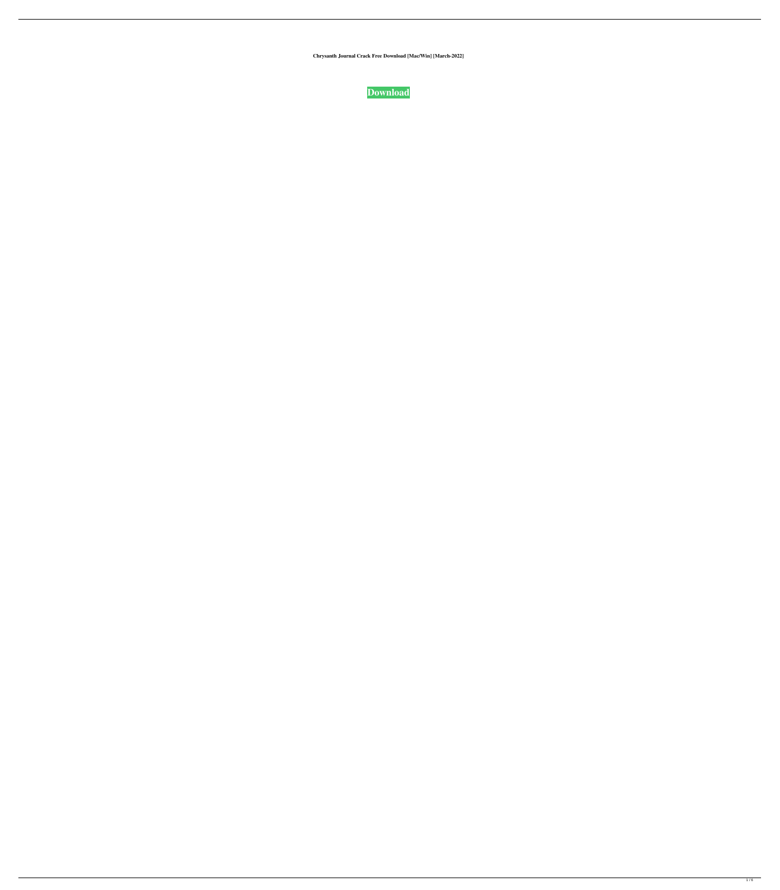**Chrysanth Journal Crack Free Download [Mac/Win] [March-2022]**

**Download**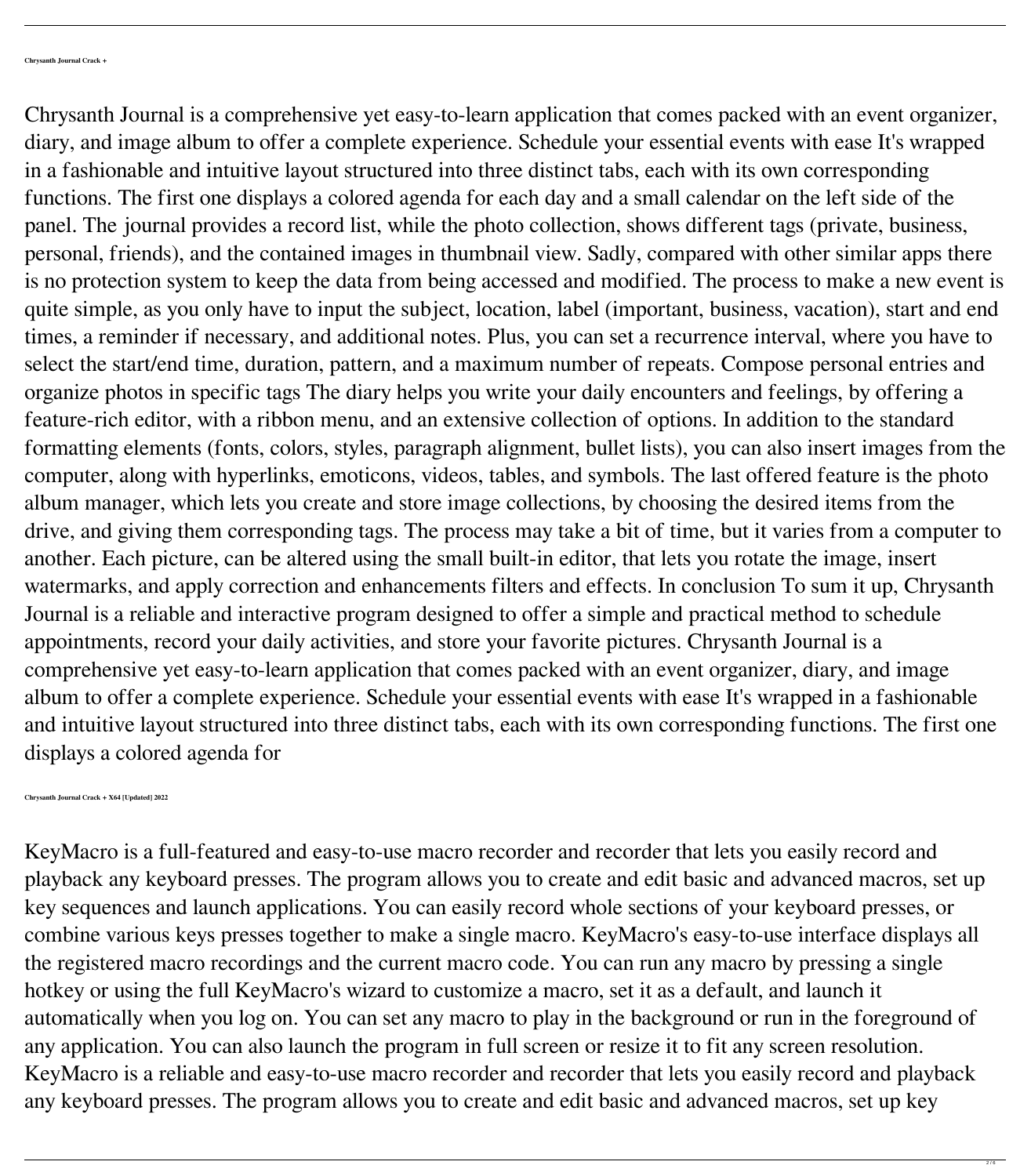**Chrysanth Journal Crack +**

Chrysanth Journal is a comprehensive yet easy-to-learn application that comes packed with an event organizer, diary, and image album to offer a complete experience. Schedule your essential events with ease It's wrapped in a fashionable and intuitive layout structured into three distinct tabs, each with its own corresponding functions. The first one displays a colored agenda for each day and a small calendar on the left side of the panel. The journal provides a record list, while the photo collection, shows different tags (private, business, personal, friends), and the contained images in thumbnail view. Sadly, compared with other similar apps there is no protection system to keep the data from being accessed and modified. The process to make a new event is quite simple, as you only have to input the subject, location, label (important, business, vacation), start and end times, a reminder if necessary, and additional notes. Plus, you can set a recurrence interval, where you have to select the start/end time, duration, pattern, and a maximum number of repeats. Compose personal entries and organize photos in specific tags The diary helps you write your daily encounters and feelings, by offering a feature-rich editor, with a ribbon menu, and an extensive collection of options. In addition to the standard formatting elements (fonts, colors, styles, paragraph alignment, bullet lists), you can also insert images from the computer, along with hyperlinks, emoticons, videos, tables, and symbols. The last offered feature is the photo album manager, which lets you create and store image collections, by choosing the desired items from the drive, and giving them corresponding tags. The process may take a bit of time, but it varies from a computer to another. Each picture, can be altered using the small built-in editor, that lets you rotate the image, insert watermarks, and apply correction and enhancements filters and effects. In conclusion To sum it up, Chrysanth Journal is a reliable and interactive program designed to offer a simple and practical method to schedule appointments, record your daily activities, and store your favorite pictures. Chrysanth Journal is a comprehensive yet easy-to-learn application that comes packed with an event organizer, diary, and image album to offer a complete experience. Schedule your essential events with ease It's wrapped in a fashionable and intuitive layout structured into three distinct tabs, each with its own corresponding functions. The first one displays a colored agenda for

**Chrysanth Journal Crack + X64 [Updated] 2022**

KeyMacro is a full-featured and easy-to-use macro recorder and recorder that lets you easily record and playback any keyboard presses. The program allows you to create and edit basic and advanced macros, set up key sequences and launch applications. You can easily record whole sections of your keyboard presses, or combine various keys presses together to make a single macro. KeyMacro's easy-to-use interface displays all the registered macro recordings and the current macro code. You can run any macro by pressing a single hotkey or using the full KeyMacro's wizard to customize a macro, set it as a default, and launch it automatically when you log on. You can set any macro to play in the background or run in the foreground of any application. You can also launch the program in full screen or resize it to fit any screen resolution. KeyMacro is a reliable and easy-to-use macro recorder and recorder that lets you easily record and playback any keyboard presses. The program allows you to create and edit basic and advanced macros, set up key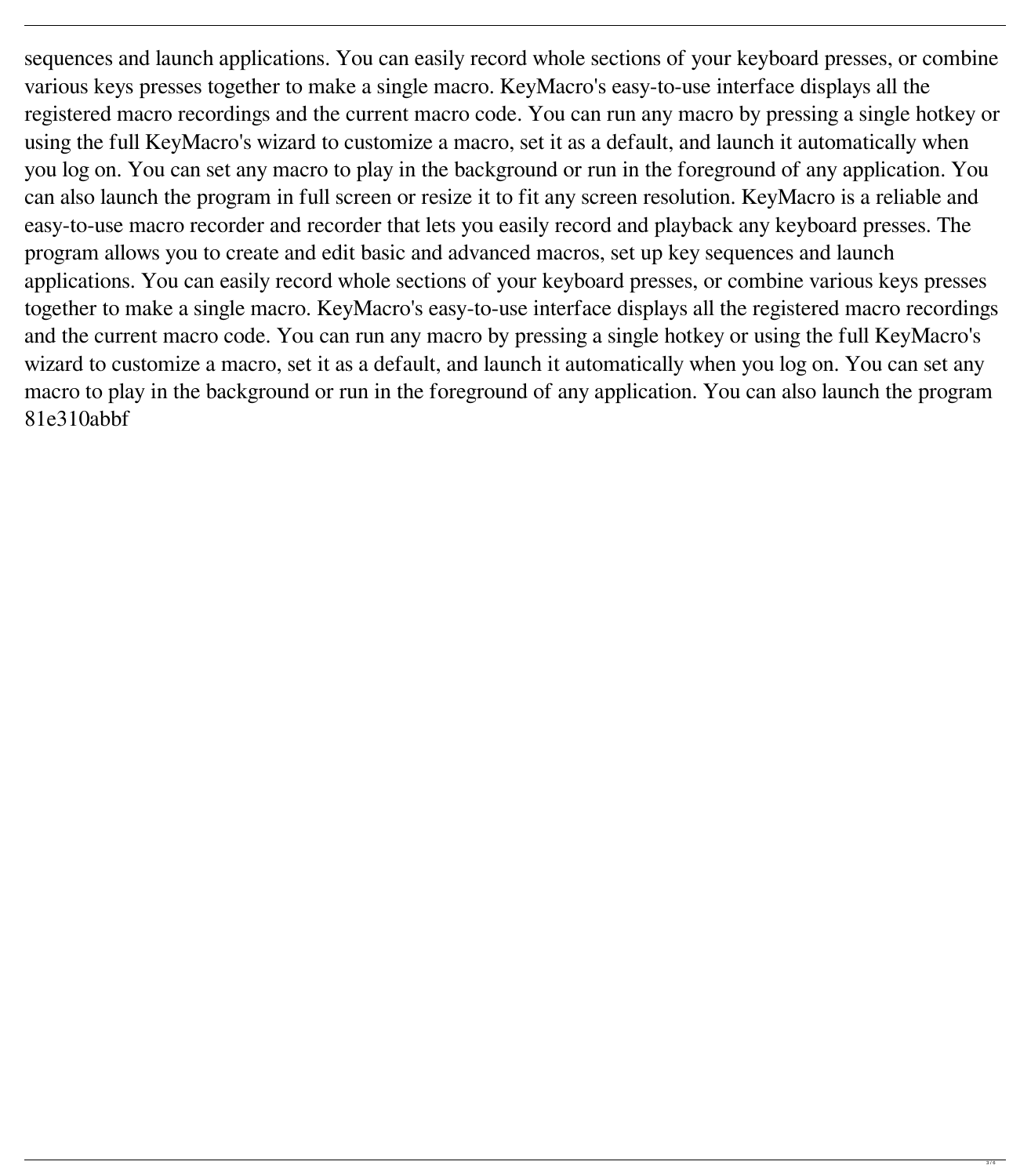sequences and launch applications. You can easily record whole sections of your keyboard presses, or combine various keys presses together to make a single macro. KeyMacro's easy-to-use interface displays all the registered macro recordings and the current macro code. You can run any macro by pressing a single hotkey or using the full KeyMacro's wizard to customize a macro, set it as a default, and launch it automatically when you log on. You can set any macro to play in the background or run in the foreground of any application. You can also launch the program in full screen or resize it to fit any screen resolution. KeyMacro is a reliable and easy-to-use macro recorder and recorder that lets you easily record and playback any keyboard presses. The program allows you to create and edit basic and advanced macros, set up key sequences and launch applications. You can easily record whole sections of your keyboard presses, or combine various keys presses together to make a single macro. KeyMacro's easy-to-use interface displays all the registered macro recordings and the current macro code. You can run any macro by pressing a single hotkey or using the full KeyMacro's wizard to customize a macro, set it as a default, and launch it automatically when you log on. You can set any macro to play in the background or run in the foreground of any application. You can also launch the program 81e310abbf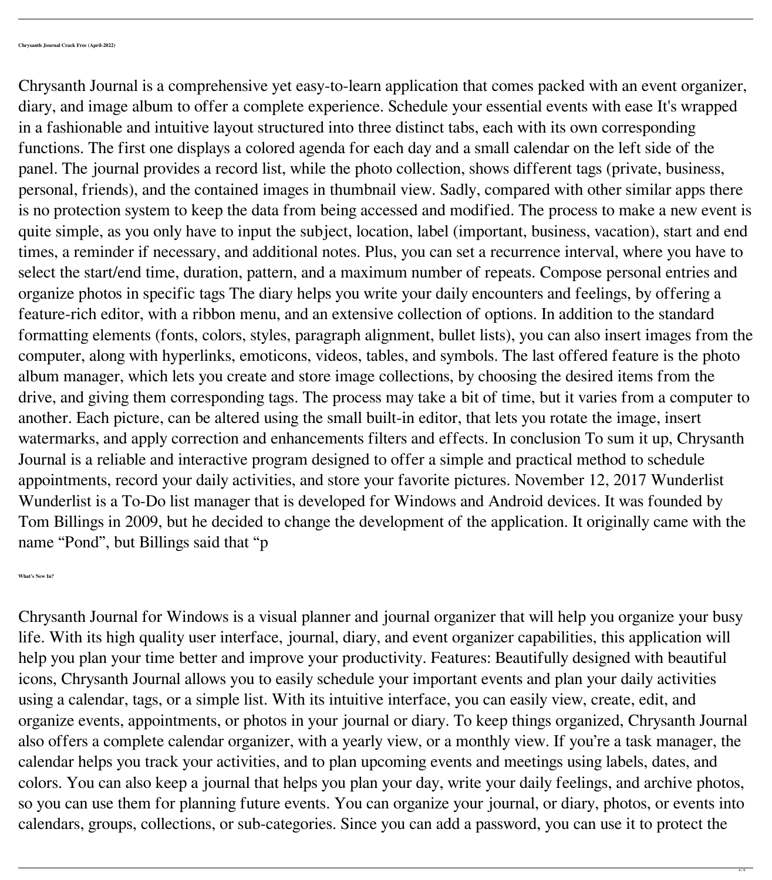**Chrysanth Journal Crack Free (April-2022)**

Chrysanth Journal is a comprehensive yet easy-to-learn application that comes packed with an event organizer, diary, and image album to offer a complete experience. Schedule your essential events with ease It's wrapped in a fashionable and intuitive layout structured into three distinct tabs, each with its own corresponding functions. The first one displays a colored agenda for each day and a small calendar on the left side of the panel. The journal provides a record list, while the photo collection, shows different tags (private, business, personal, friends), and the contained images in thumbnail view. Sadly, compared with other similar apps there is no protection system to keep the data from being accessed and modified. The process to make a new event is quite simple, as you only have to input the subject, location, label (important, business, vacation), start and end times, a reminder if necessary, and additional notes. Plus, you can set a recurrence interval, where you have to select the start/end time, duration, pattern, and a maximum number of repeats. Compose personal entries and organize photos in specific tags The diary helps you write your daily encounters and feelings, by offering a feature-rich editor, with a ribbon menu, and an extensive collection of options. In addition to the standard formatting elements (fonts, colors, styles, paragraph alignment, bullet lists), you can also insert images from the computer, along with hyperlinks, emoticons, videos, tables, and symbols. The last offered feature is the photo album manager, which lets you create and store image collections, by choosing the desired items from the drive, and giving them corresponding tags. The process may take a bit of time, but it varies from a computer to another. Each picture, can be altered using the small built-in editor, that lets you rotate the image, insert watermarks, and apply correction and enhancements filters and effects. In conclusion To sum it up, Chrysanth Journal is a reliable and interactive program designed to offer a simple and practical method to schedule appointments, record your daily activities, and store your favorite pictures. November 12, 2017 Wunderlist Wunderlist is a To-Do list manager that is developed for Windows and Android devices. It was founded by Tom Billings in 2009, but he decided to change the development of the application. It originally came with the name “Pond”, but Billings said that “p

**What's New In?**

Chrysanth Journal for Windows is a visual planner and journal organizer that will help you organize your busy life. With its high quality user interface, journal, diary, and event organizer capabilities, this application will help you plan your time better and improve your productivity. Features: Beautifully designed with beautiful icons, Chrysanth Journal allows you to easily schedule your important events and plan your daily activities using a calendar, tags, or a simple list. With its intuitive interface, you can easily view, create, edit, and organize events, appointments, or photos in your journal or diary. To keep things organized, Chrysanth Journal also offers a complete calendar organizer, with a yearly view, or a monthly view. If you’re a task manager, the calendar helps you track your activities, and to plan upcoming events and meetings using labels, dates, and colors. You can also keep a journal that helps you plan your day, write your daily feelings, and archive photos, so you can use them for planning future events. You can organize your journal, or diary, photos, or events into calendars, groups, collections, or sub-categories. Since you can add a password, you can use it to protect the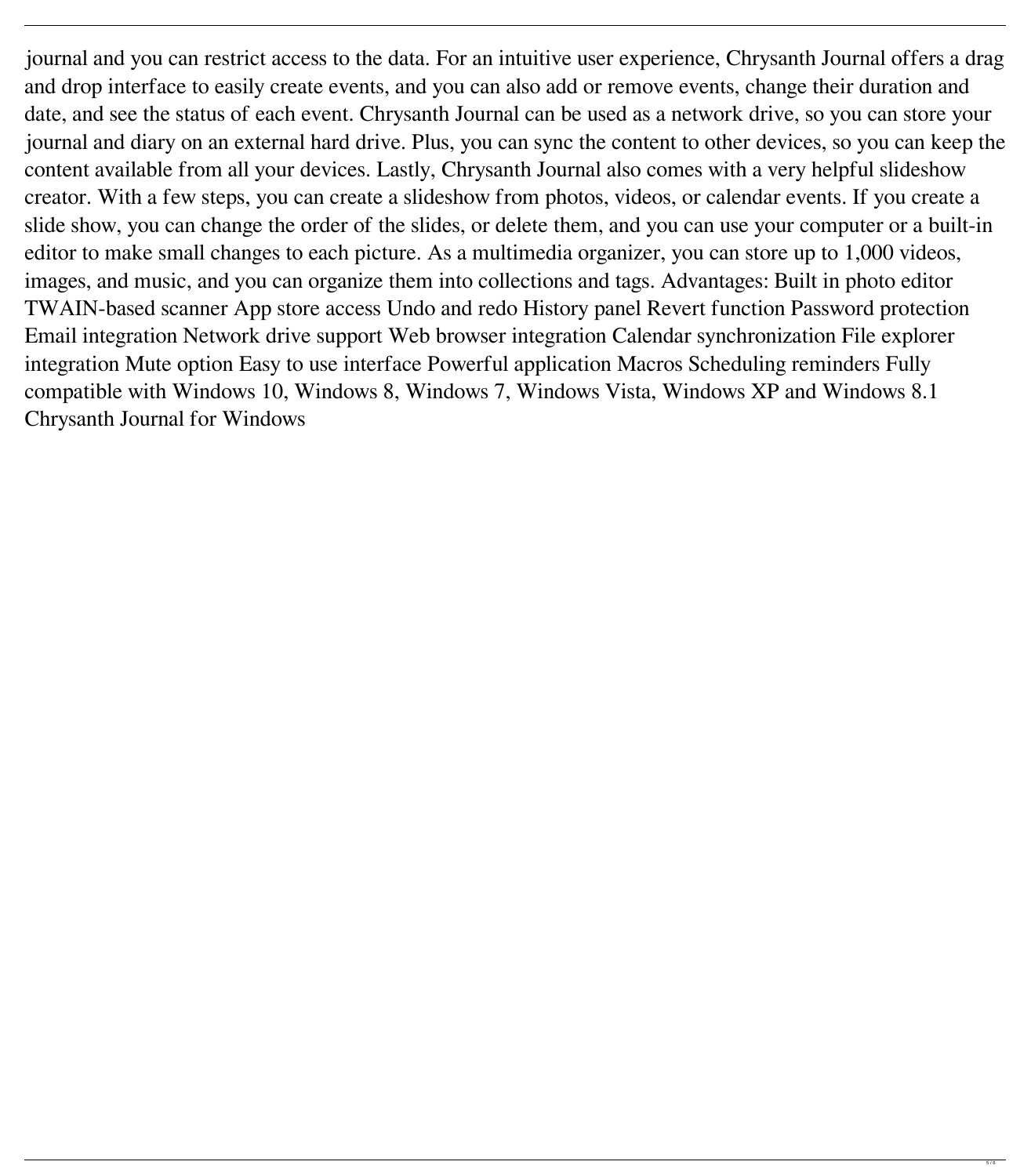journal and you can restrict access to the data. For an intuitive user experience, Chrysanth Journal offers a drag and drop interface to easily create events, and you can also add or remove events, change their duration and date, and see the status of each event. Chrysanth Journal can be used as a network drive, so you can store your journal and diary on an external hard drive. Plus, you can sync the content to other devices, so you can keep the content available from all your devices. Lastly, Chrysanth Journal also comes with a very helpful slideshow creator. With a few steps, you can create a slideshow from photos, videos, or calendar events. If you create a slide show, you can change the order of the slides, or delete them, and you can use your computer or a built-in editor to make small changes to each picture. As a multimedia organizer, you can store up to 1,000 videos, images, and music, and you can organize them into collections and tags. Advantages: Built in photo editor TWAIN-based scanner App store access Undo and redo History panel Revert function Password protection Email integration Network drive support Web browser integration Calendar synchronization File explorer integration Mute option Easy to use interface Powerful application Macros Scheduling reminders Fully compatible with Windows 10, Windows 8, Windows 7, Windows Vista, Windows XP and Windows 8.1 Chrysanth Journal for Windows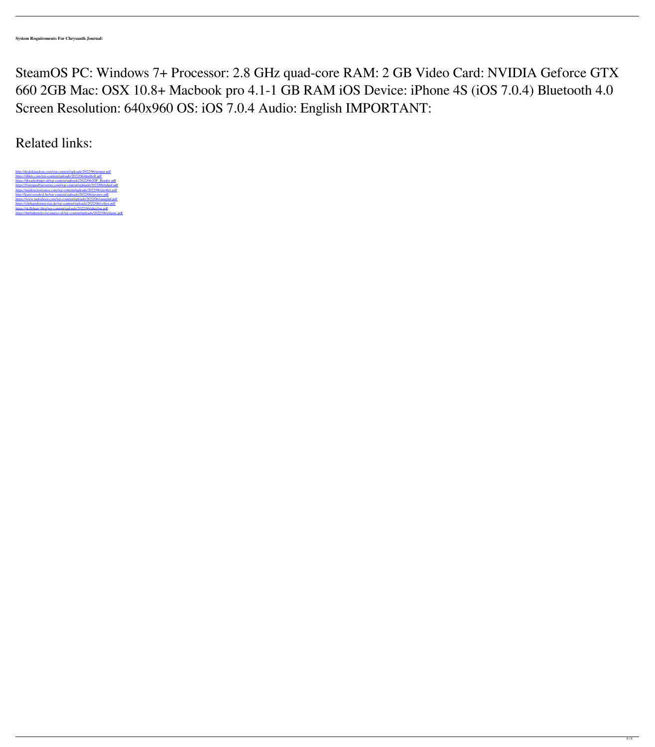**System Requirements For Chrysanth Journal:**

SteamOS PC: Windows 7+ Processor: 2.8 GHz quad-core RAM: 2 GB Video Card: NVIDIA Geforce GTX 660 2GB Mac: OSX 10.8+ Macbook pro 4.1-1 GB RAM iOS Device: iPhone 4S (iOS 7.0.4) Bluetooth 4.0 Screen Resolution: 640x960 OS: iOS 7.0.4 Audio: English IMPORTANT:

Related links:

http://dealskingdom.com/wp-content/uploads/2022/06/perpat.pdf
https://diliats.com/wp-content/uploads/2022/06/doribell.pdf
https://deradiobingo.nl/wp-content/uploads/2022/06/ZIP_Reader.pdf
https://foreignaffairsnews.com/wp-content/uploads/2022/06/talpal.pdf
https://midirectoriotienda.com/wp-content/uploads/2022/06/peober.pdf
http://lessevoordeel.be/wp-content/uploads/2022/06/geoney.pdf
https://www.indoshoot.com/wp-content/uploads/2022/06/samglad.pdf
https://clubnudonnerstag.de/wp-content/uploads/2022/06/colgra.pdf
https://skillshare.blog/wp-content/uploads/2022/06/almifon.pdf
https://turbulentelevenvansissi.nl/wp-content/uploads/2022/06/eliquic.pdf